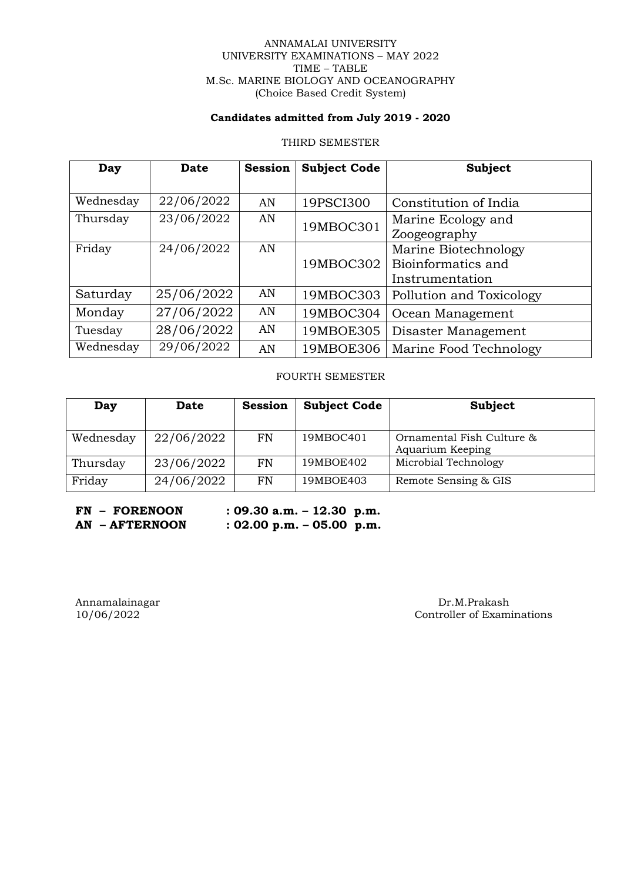ANNAMALAI UNIVERSITY
UNIVERSITY EXAMINATIONS – MAY 2022
TIME – TABLE
M.Sc. MARINE BIOLOGY AND OCEANOGRAPHY
(Choice Based Credit System)

**Candidates admitted from July 2019 - 2020**

THIRD SEMESTER

| Day | Date | Session | Subject Code | Subject |
|---|---|---|---|---|
| Wednesday | 22/06/2022 | AN | 19PSCI300 | Constitution of India |
| Thursday | 23/06/2022 | AN | 19MBOC301 | Marine Ecology and Zoogeography |
| Friday | 24/06/2022 | AN | 19MBOC302 | Marine Biotechnology Bioinformatics and Instrumentation |
| Saturday | 25/06/2022 | AN | 19MBOC303 | Pollution and Toxicology |
| Monday | 27/06/2022 | AN | 19MBOC304 | Ocean Management |
| Tuesday | 28/06/2022 | AN | 19MBOE305 | Disaster Management |
| Wednesday | 29/06/2022 | AN | 19MBOE306 | Marine Food Technology |

FOURTH SEMESTER

| Day | Date | Session | Subject Code | Subject |
|---|---|---|---|---|
| Wednesday | 22/06/2022 | FN | 19MBOC401 | Ornamental Fish Culture & Aquarium Keeping |
| Thursday | 23/06/2022 | FN | 19MBOE402 | Microbial Technology |
| Friday | 24/06/2022 | FN | 19MBOE403 | Remote Sensing & GIS |

**FN – FORENOON : 09.30 a.m. – 12.30 p.m.**
**AN – AFTERNOON : 02.00 p.m. – 05.00 p.m.**

Annamalainagar
10/06/2022

Dr.M.Prakash
Controller of Examinations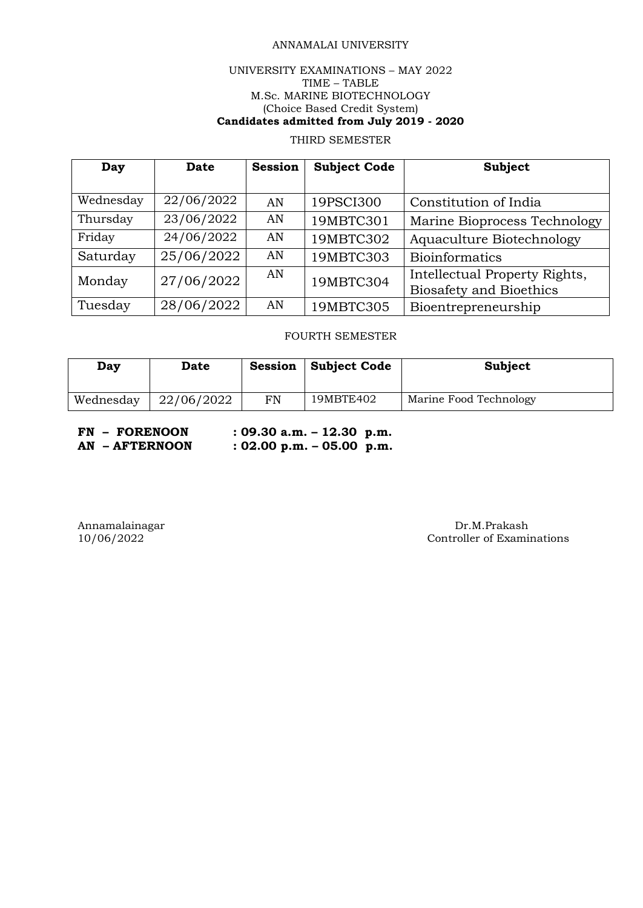ANNAMALAI UNIVERSITY

UNIVERSITY EXAMINATIONS – MAY 2022

TIME – TABLE

M.Sc. MARINE BIOTECHNOLOGY

(Choice Based Credit System)

**Candidates admitted from July 2019 - 2020**

THIRD SEMESTER

| Day | Date | Session | Subject Code | Subject |
|---|---|---|---|---|
| Wednesday | 22/06/2022 | AN | 19PSCI300 | Constitution of India |
| Thursday | 23/06/2022 | AN | 19MBTC301 | Marine Bioprocess Technology |
| Friday | 24/06/2022 | AN | 19MBTC302 | Aquaculture Biotechnology |
| Saturday | 25/06/2022 | AN | 19MBTC303 | Bioinformatics |
| Monday | 27/06/2022 | AN | 19MBTC304 | Intellectual Property Rights, Biosafety and Bioethics |
| Tuesday | 28/06/2022 | AN | 19MBTC305 | Bioentrepreneurship |

FOURTH SEMESTER

| Day | Date | Session | Subject Code | Subject |
|---|---|---|---|---|
| Wednesday | 22/06/2022 | FN | 19MBTE402 | Marine Food Technology |

**FN – FORENOON : 09.30 a.m. – 12.30 p.m.**

**AN – AFTERNOON : 02.00 p.m. – 05.00 p.m.**

Annamalainagar
10/06/2022

Dr.M.Prakash
Controller of Examinations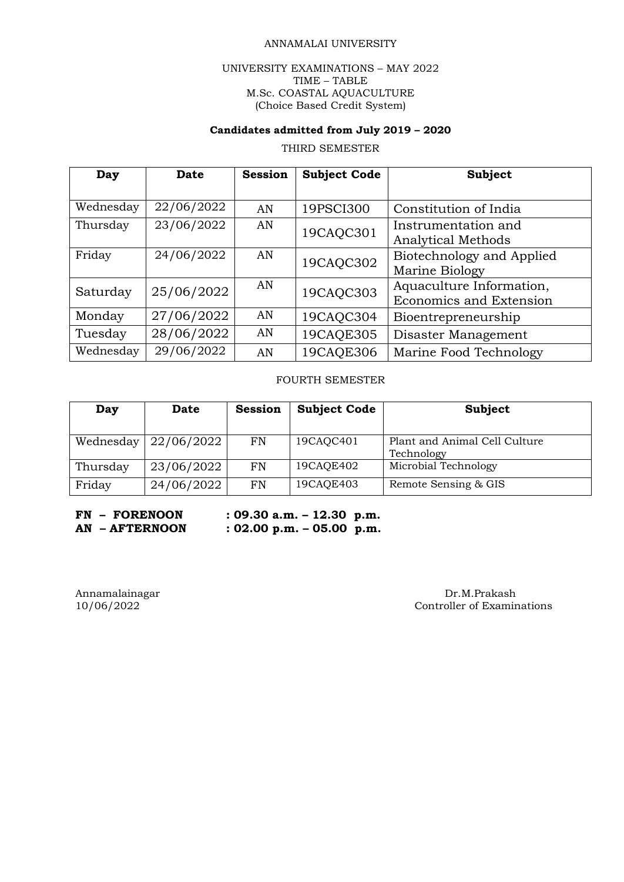ANNAMALAI UNIVERSITY

UNIVERSITY EXAMINATIONS – MAY 2022
TIME – TABLE
M.Sc. COASTAL AQUACULTURE
(Choice Based Credit System)

**Candidates admitted from July 2019 – 2020**

THIRD SEMESTER

| Day | Date | Session | Subject Code | Subject |
|---|---|---|---|---|
| Wednesday | 22/06/2022 | AN | 19PSCI300 | Constitution of India |
| Thursday | 23/06/2022 | AN | 19CAQC301 | Instrumentation and Analytical Methods |
| Friday | 24/06/2022 | AN | 19CAQC302 | Biotechnology and Applied Marine Biology |
| Saturday | 25/06/2022 | AN | 19CAQC303 | Aquaculture Information, Economics and Extension |
| Monday | 27/06/2022 | AN | 19CAQC304 | Bioentrepreneurship |
| Tuesday | 28/06/2022 | AN | 19CAQE305 | Disaster Management |
| Wednesday | 29/06/2022 | AN | 19CAQE306 | Marine Food Technology |

FOURTH SEMESTER

| Day | Date | Session | Subject Code | Subject |
|---|---|---|---|---|
| Wednesday | 22/06/2022 | FN | 19CAQC401 | Plant and Animal Cell Culture Technology |
| Thursday | 23/06/2022 | FN | 19CAQE402 | Microbial Technology |
| Friday | 24/06/2022 | FN | 19CAQE403 | Remote Sensing & GIS |

**FN – FORENOON : 09.30 a.m. – 12.30 p.m.**
**AN – AFTERNOON : 02.00 p.m. – 05.00 p.m.**

Annamalainagar
10/06/2022

Dr.M.Prakash
Controller of Examinations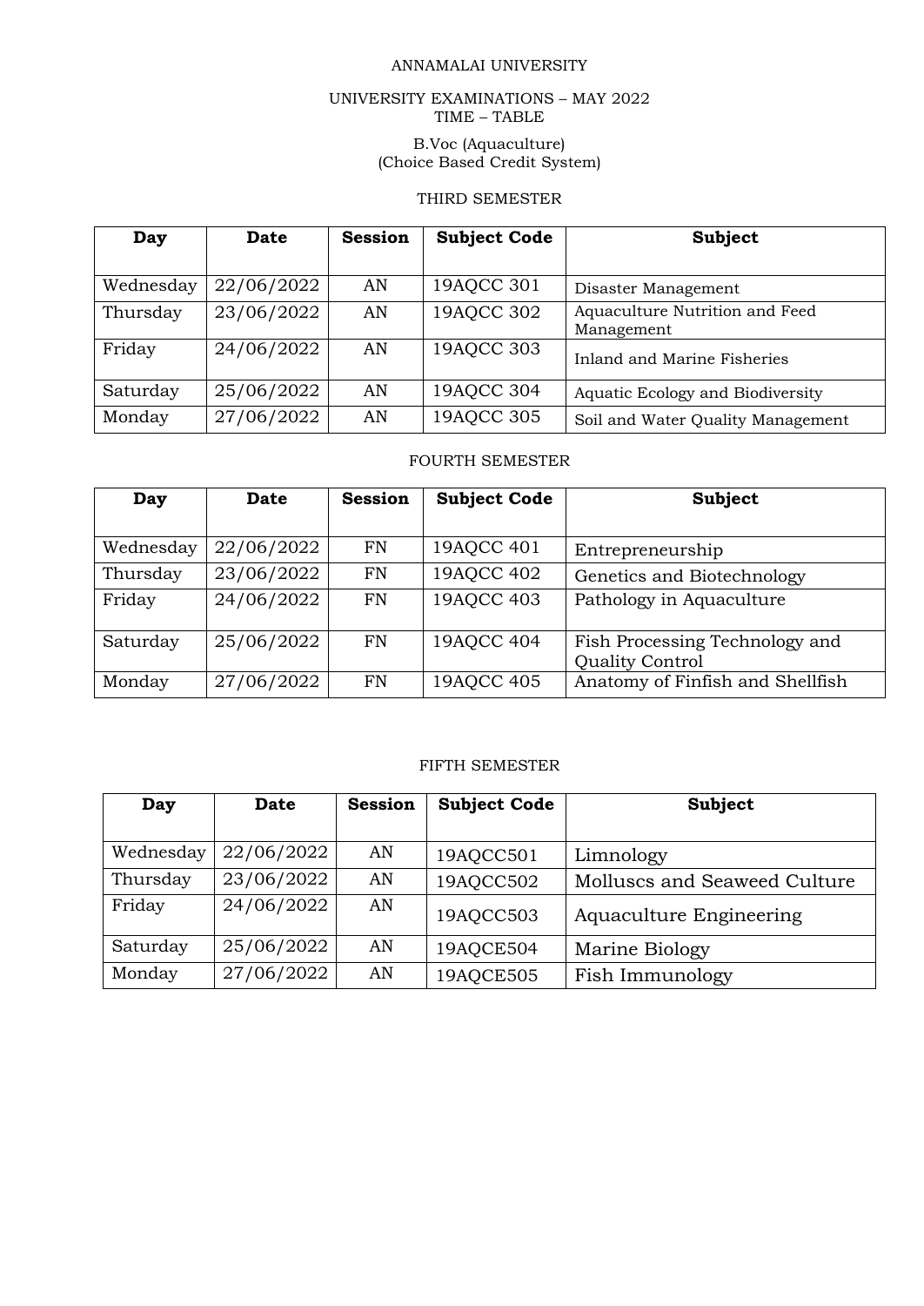ANNAMALAI UNIVERSITY

UNIVERSITY EXAMINATIONS – MAY 2022
TIME – TABLE

B.Voc (Aquaculture)
(Choice Based Credit System)

THIRD SEMESTER

| Day | Date | Session | Subject Code | Subject |
|---|---|---|---|---|
| Wednesday | 22/06/2022 | AN | 19AQCC 301 | Disaster Management |
| Thursday | 23/06/2022 | AN | 19AQCC 302 | Aquaculture Nutrition and Feed Management |
| Friday | 24/06/2022 | AN | 19AQCC 303 | Inland and Marine Fisheries |
| Saturday | 25/06/2022 | AN | 19AQCC 304 | Aquatic Ecology and Biodiversity |
| Monday | 27/06/2022 | AN | 19AQCC 305 | Soil and Water Quality Management |

FOURTH SEMESTER

| Day | Date | Session | Subject Code | Subject |
|---|---|---|---|---|
| Wednesday | 22/06/2022 | FN | 19AQCC 401 | Entrepreneurship |
| Thursday | 23/06/2022 | FN | 19AQCC 402 | Genetics and Biotechnology |
| Friday | 24/06/2022 | FN | 19AQCC 403 | Pathology in Aquaculture |
| Saturday | 25/06/2022 | FN | 19AQCC 404 | Fish Processing Technology and Quality Control |
| Monday | 27/06/2022 | FN | 19AQCC 405 | Anatomy of Finfish and Shellfish |

FIFTH SEMESTER

| Day | Date | Session | Subject Code | Subject |
|---|---|---|---|---|
| Wednesday | 22/06/2022 | AN | 19AQCC501 | Limnology |
| Thursday | 23/06/2022 | AN | 19AQCC502 | Molluscs and Seaweed Culture |
| Friday | 24/06/2022 | AN | 19AQCC503 | Aquaculture Engineering |
| Saturday | 25/06/2022 | AN | 19AQCE504 | Marine Biology |
| Monday | 27/06/2022 | AN | 19AQCE505 | Fish Immunology |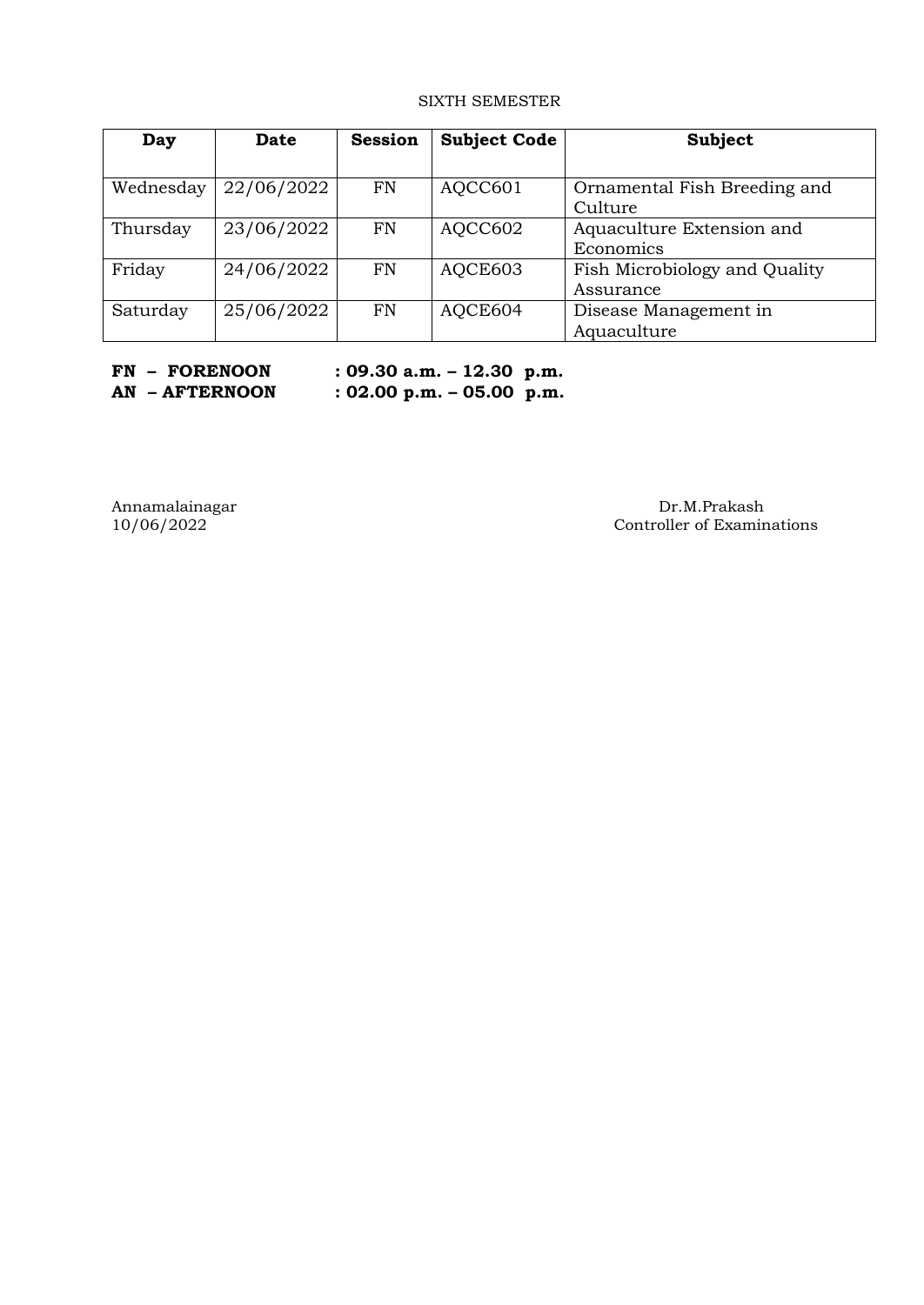SIXTH SEMESTER

| **Day** | **Date** | **Session** | **Subject Code** | **Subject** |
|---|---|---|---|---|
| Wednesday | 22/06/2022 | FN | AQCC601 | Ornamental Fish Breeding and Culture |
| Thursday | 23/06/2022 | FN | AQCC602 | Aquaculture Extension and Economics |
| Friday | 24/06/2022 | FN | AQCE603 | Fish Microbiology and Quality Assurance |
| Saturday | 25/06/2022 | FN | AQCE604 | Disease Management in Aquaculture |

**FN – FORENOON : 09.30 a.m. – 12.30 p.m.**
**AN – AFTERNOON : 02.00 p.m. – 05.00 p.m.**

Annamalainagar
10/06/2022

Dr.M.Prakash
Controller of Examinations